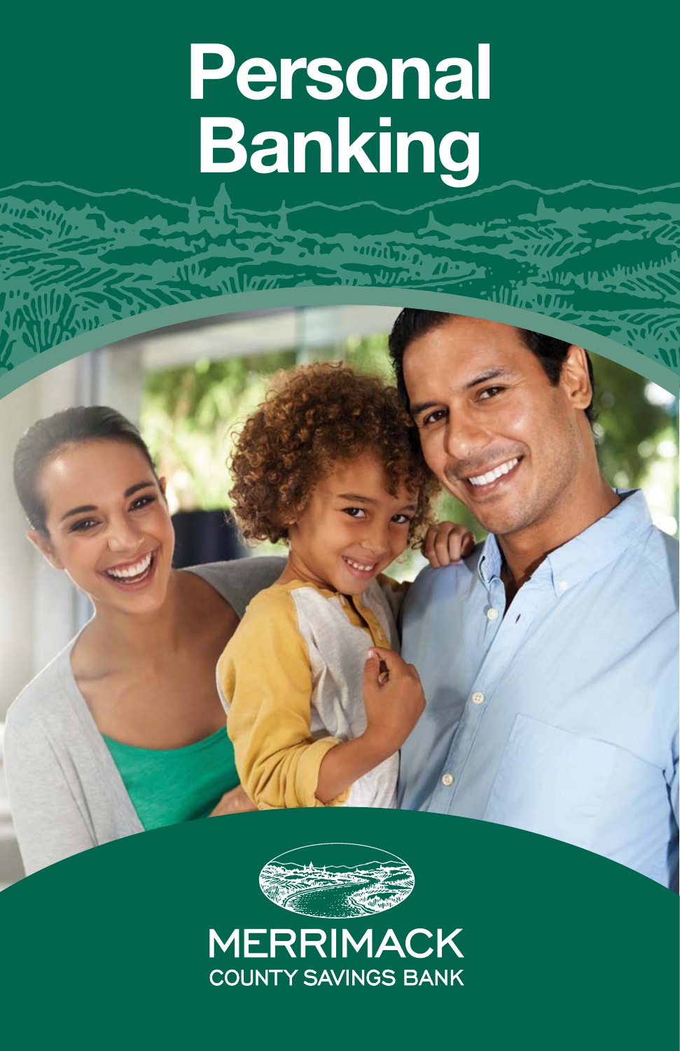# Personal Banking

MERRIMACK
COUNTY SAVINGS BANK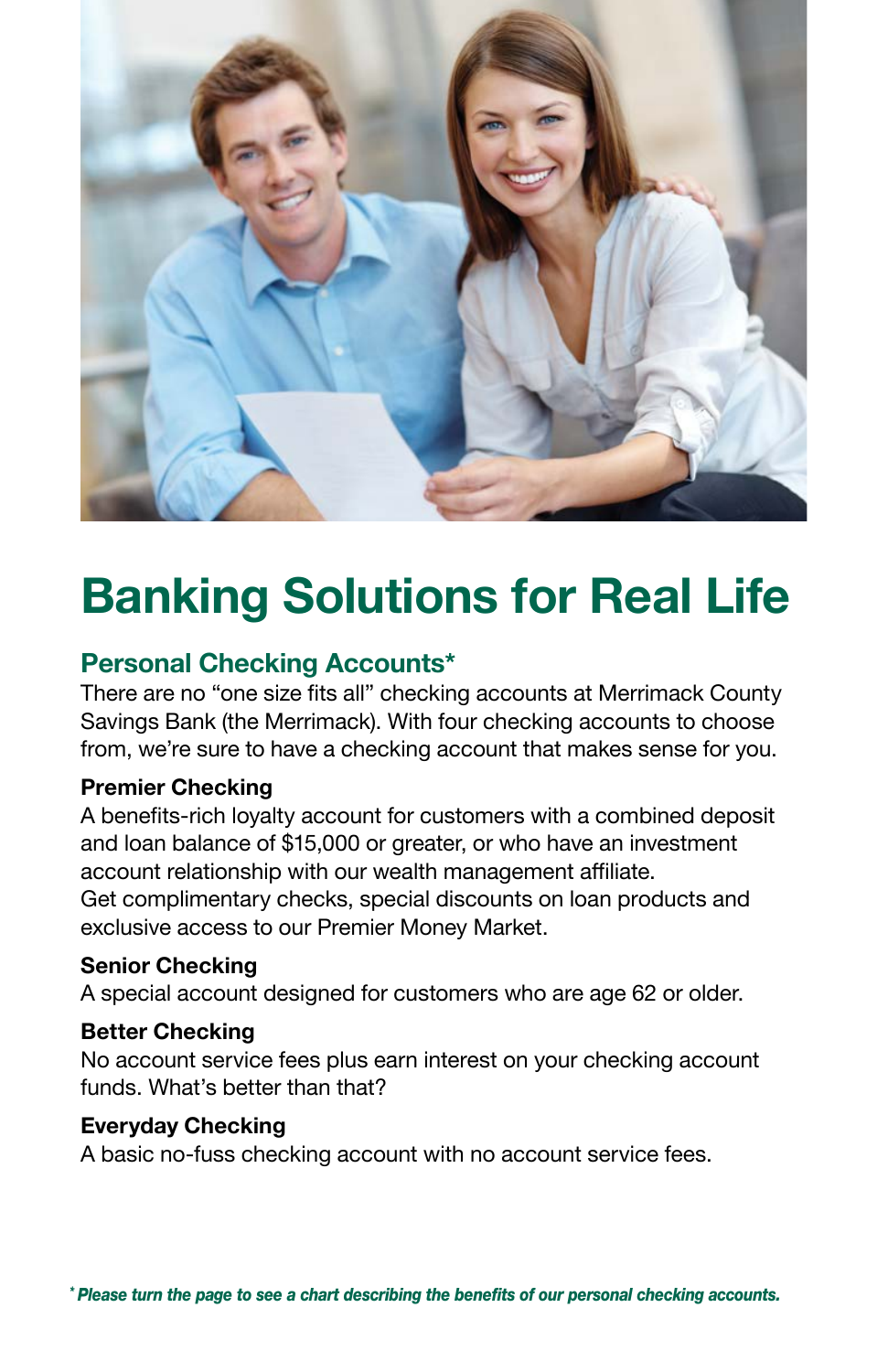# Banking Solutions for Real Life

## Personal Checking Accounts*

There are no "one size fits all" checking accounts at Merrimack County Savings Bank (the Merrimack). With four checking accounts to choose from, we're sure to have a checking account that makes sense for you.

### Premier Checking

A benefits-rich loyalty account for customers with a combined deposit and loan balance of $15,000 or greater, or who have an investment account relationship with our wealth management affiliate.
Get complimentary checks, special discounts on loan products and exclusive access to our Premier Money Market.

### Senior Checking

A special account designed for customers who are age 62 or older.

### Better Checking

No account service fees plus earn interest on your checking account funds. What's better than that?

### Everyday Checking

A basic no-fuss checking account with no account service fees.

*\* Please turn the page to see a chart describing the benefits of our personal checking accounts.*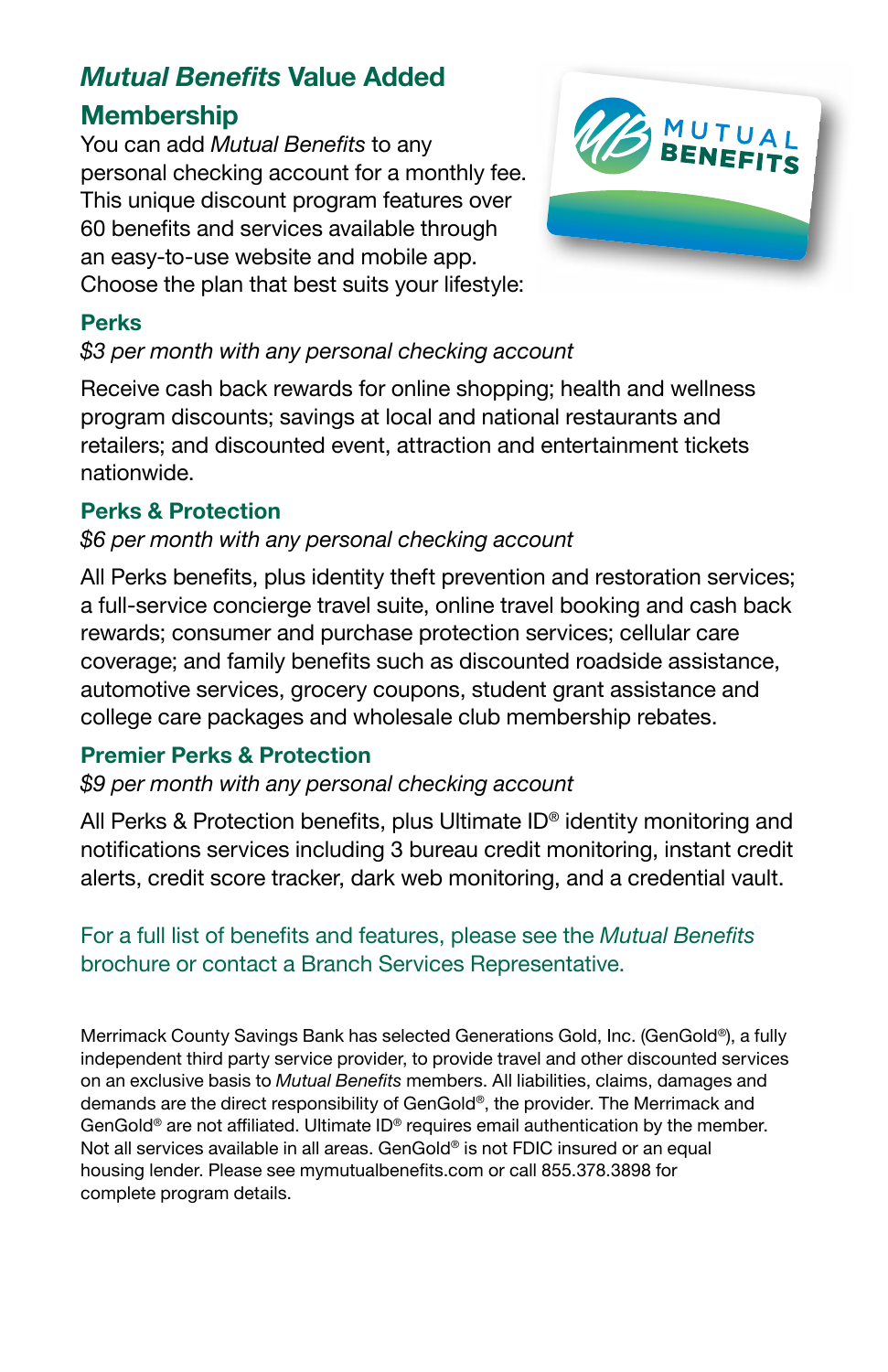## *Mutual Benefits* Value Added Membership

You can add *Mutual Benefits* to any personal checking account for a monthly fee. This unique discount program features over 60 benefits and services available through an easy-to-use website and mobile app. Choose the plan that best suits your lifestyle:

### Perks

*$3 per month with any personal checking account*

Receive cash back rewards for online shopping; health and wellness program discounts; savings at local and national restaurants and retailers; and discounted event, attraction and entertainment tickets nationwide.

### Perks & Protection

*$6 per month with any personal checking account*

All Perks benefits, plus identity theft prevention and restoration services; a full-service concierge travel suite, online travel booking and cash back rewards; consumer and purchase protection services; cellular care coverage; and family benefits such as discounted roadside assistance, automotive services, grocery coupons, student grant assistance and college care packages and wholesale club membership rebates.

### Premier Perks & Protection

*$9 per month with any personal checking account*

All Perks & Protection benefits, plus Ultimate ID® identity monitoring and notifications services including 3 bureau credit monitoring, instant credit alerts, credit score tracker, dark web monitoring, and a credential vault.

For a full list of benefits and features, please see the *Mutual Benefits* brochure or contact a Branch Services Representative.

Merrimack County Savings Bank has selected Generations Gold, Inc. (GenGold®), a fully independent third party service provider, to provide travel and other discounted services on an exclusive basis to *Mutual Benefits* members. All liabilities, claims, damages and demands are the direct responsibility of GenGold®, the provider. The Merrimack and GenGold® are not affiliated. Ultimate ID® requires email authentication by the member. Not all services available in all areas. GenGold® is not FDIC insured or an equal housing lender. Please see mymutualbenefits.com or call 855.378.3898 for complete program details.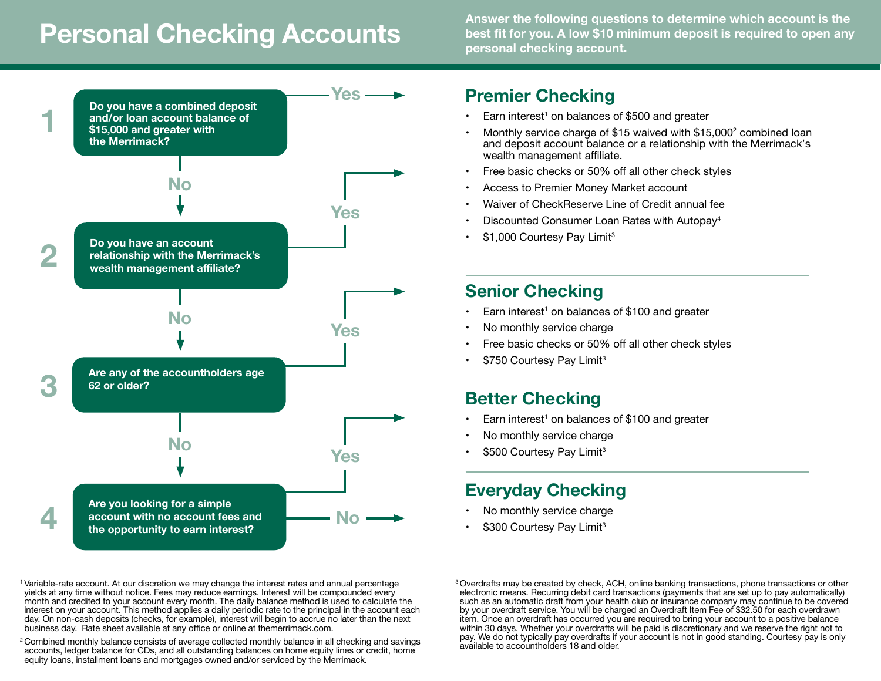# Personal Checking Accounts

**Answer the following questions to determine which account is the best fit for you. A low $10 minimum deposit is required to open any personal checking account.**

**1** — **Do you have a combined deposit and/or loan account balance of $15,000 and greater with the Merrimack?**
- Yes → Premier Checking
- No → Question 2

**2** — **Do you have an account relationship with the Merrimack's wealth management affiliate?**
- Yes → Premier Checking
- No → Question 3

**3** — **Are any of the accountholders age 62 or older?**
- Yes → Senior Checking
- No → Question 4

**4** — **Are you looking for a simple account with no account fees and the opportunity to earn interest?**
- Yes → Better Checking
- No → Everyday Checking

## Premier Checking

- Earn interest[1] on balances of $500 and greater
- Monthly service charge of $15 waived with $15,000[2] combined loan and deposit account balance or a relationship with the Merrimack's wealth management affiliate.
- Free basic checks or 50% off all other check styles
- Access to Premier Money Market account
- Waiver of CheckReserve Line of Credit annual fee
- Discounted Consumer Loan Rates with Autopay[4]
- $1,000 Courtesy Pay Limit[3]

## Senior Checking

- Earn interest[1] on balances of $100 and greater
- No monthly service charge
- Free basic checks or 50% off all other check styles
- $750 Courtesy Pay Limit[3]

## Better Checking

- Earn interest[1] on balances of $100 and greater
- No monthly service charge
- $500 Courtesy Pay Limit[3]

## Everyday Checking

- No monthly service charge
- $300 Courtesy Pay Limit[3]

[1] Variable-rate account. At our discretion we may change the interest rates and annual percentage yields at any time without notice. Fees may reduce earnings. Interest will be compounded every month and credited to your account every month. The daily balance method is used to calculate the interest on your account. This method applies a daily periodic rate to the principal in the account each day. On non-cash deposits (checks, for example), interest will begin to accrue no later than the next business day. Rate sheet available at any office or online at themerrimack.com.

[2] Combined monthly balance consists of average collected monthly balance in all checking and savings accounts, ledger balance for CDs, and all outstanding balances on home equity lines or credit, home equity loans, installment loans and mortgages owned and/or serviced by the Merrimack.

[3] Overdrafts may be created by check, ACH, online banking transactions, phone transactions or other electronic means. Recurring debit card transactions (payments that are set up to pay automatically) such as an automatic draft from your health club or insurance company may continue to be covered by your overdraft service. You will be charged an Overdraft Item Fee of $32.50 for each overdrawn item. Once an overdraft has occurred you are required to bring your account to a positive balance within 30 days. Whether your overdrafts will be paid is discretionary and we reserve the right not to pay. We do not typically pay overdrafts if your account is not in good standing. Courtesy pay is only available to accountholders 18 and older.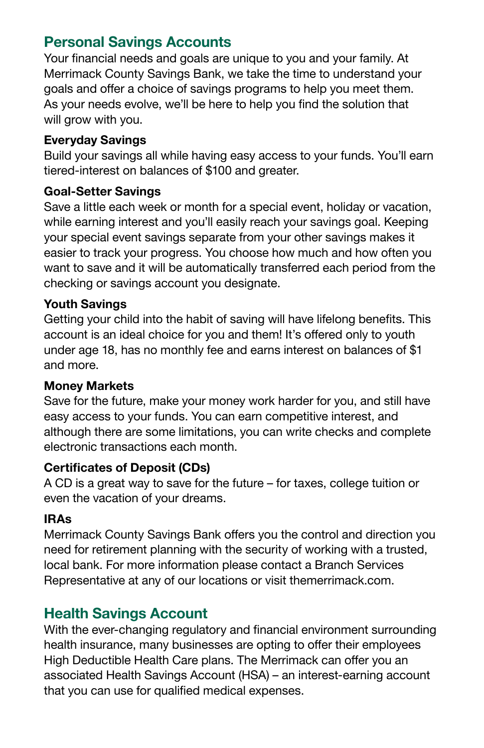## Personal Savings Accounts

Your financial needs and goals are unique to you and your family. At Merrimack County Savings Bank, we take the time to understand your goals and offer a choice of savings programs to help you meet them. As your needs evolve, we'll be here to help you find the solution that will grow with you.

### Everyday Savings

Build your savings all while having easy access to your funds. You'll earn tiered-interest on balances of $100 and greater.

### Goal-Setter Savings

Save a little each week or month for a special event, holiday or vacation, while earning interest and you'll easily reach your savings goal. Keeping your special event savings separate from your other savings makes it easier to track your progress. You choose how much and how often you want to save and it will be automatically transferred each period from the checking or savings account you designate.

### Youth Savings

Getting your child into the habit of saving will have lifelong benefits. This account is an ideal choice for you and them! It's offered only to youth under age 18, has no monthly fee and earns interest on balances of $1 and more.

### Money Markets

Save for the future, make your money work harder for you, and still have easy access to your funds. You can earn competitive interest, and although there are some limitations, you can write checks and complete electronic transactions each month.

### Certificates of Deposit (CDs)

A CD is a great way to save for the future – for taxes, college tuition or even the vacation of your dreams.

### IRAs

Merrimack County Savings Bank offers you the control and direction you need for retirement planning with the security of working with a trusted, local bank. For more information please contact a Branch Services Representative at any of our locations or visit themerrimack.com.

## Health Savings Account

With the ever-changing regulatory and financial environment surrounding health insurance, many businesses are opting to offer their employees High Deductible Health Care plans. The Merrimack can offer you an associated Health Savings Account (HSA) – an interest-earning account that you can use for qualified medical expenses.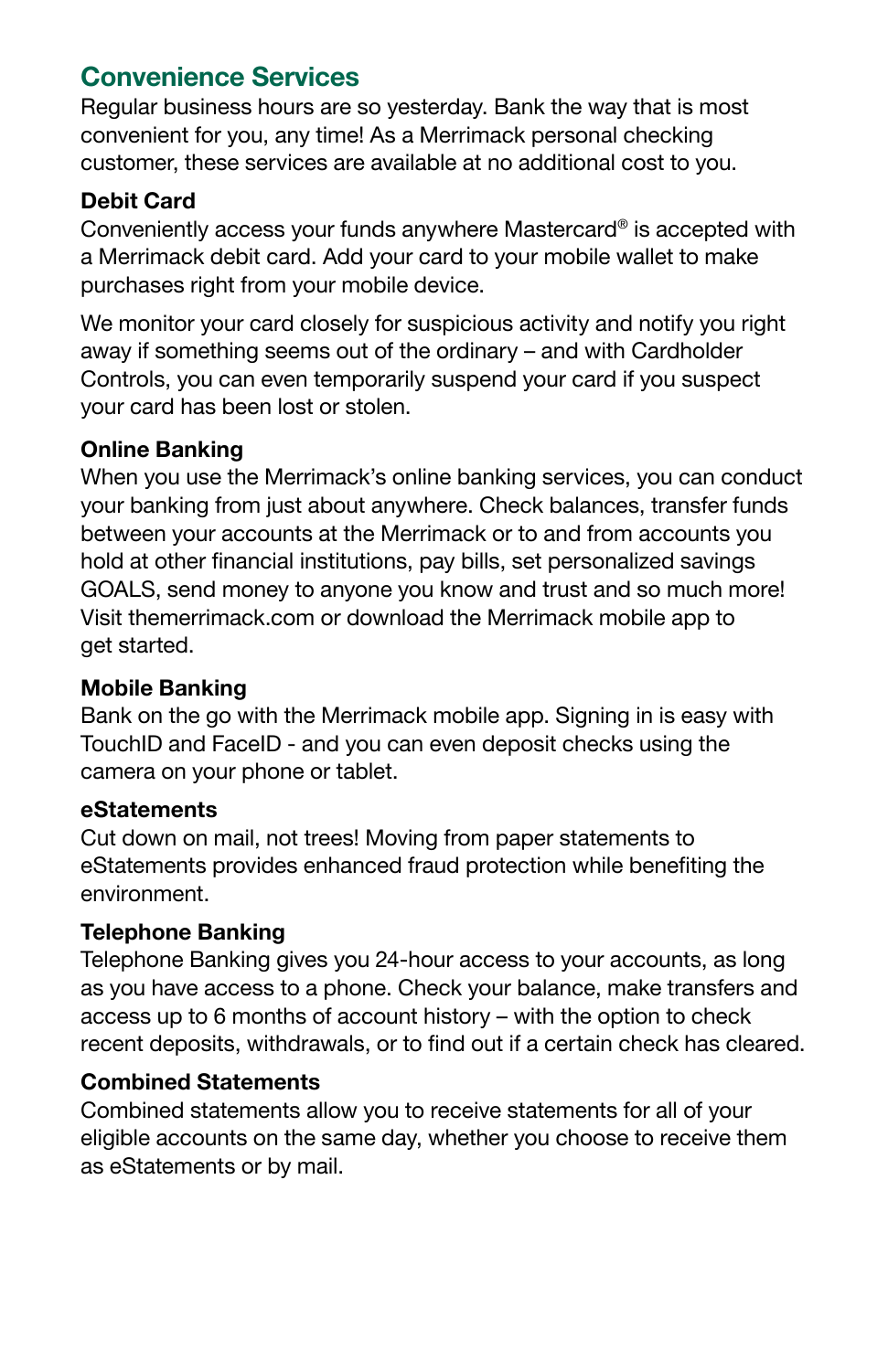## Convenience Services

Regular business hours are so yesterday. Bank the way that is most convenient for you, any time! As a Merrimack personal checking customer, these services are available at no additional cost to you.

### Debit Card

Conveniently access your funds anywhere Mastercard® is accepted with a Merrimack debit card. Add your card to your mobile wallet to make purchases right from your mobile device.

We monitor your card closely for suspicious activity and notify you right away if something seems out of the ordinary – and with Cardholder Controls, you can even temporarily suspend your card if you suspect your card has been lost or stolen.

### Online Banking

When you use the Merrimack's online banking services, you can conduct your banking from just about anywhere. Check balances, transfer funds between your accounts at the Merrimack or to and from accounts you hold at other financial institutions, pay bills, set personalized savings GOALS, send money to anyone you know and trust and so much more! Visit themerrimack.com or download the Merrimack mobile app to get started.

### Mobile Banking

Bank on the go with the Merrimack mobile app. Signing in is easy with TouchID and FaceID - and you can even deposit checks using the camera on your phone or tablet.

### eStatements

Cut down on mail, not trees! Moving from paper statements to eStatements provides enhanced fraud protection while benefiting the environment.

### Telephone Banking

Telephone Banking gives you 24-hour access to your accounts, as long as you have access to a phone. Check your balance, make transfers and access up to 6 months of account history – with the option to check recent deposits, withdrawals, or to find out if a certain has cleared.

### Combined Statements

Combined statements allow you to receive statements for all of your eligible accounts on the same day, whether you choose to receive them as eStatements or by mail.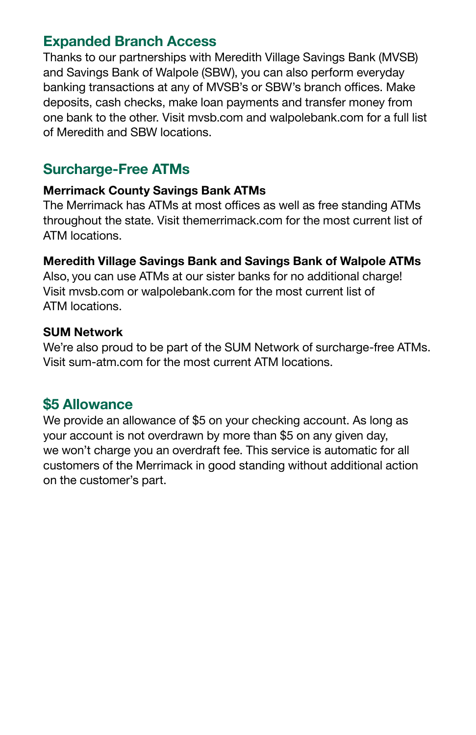## Expanded Branch Access

Thanks to our partnerships with Meredith Village Savings Bank (MVSB) and Savings Bank of Walpole (SBW), you can also perform everyday banking transactions at any of MVSB's or SBW's branch offices. Make deposits, cash checks, make loan payments and transfer money from one bank to the other. Visit mvsb.com and walpolebank.com for a full list of Meredith and SBW locations.

## Surcharge-Free ATMs

**Merrimack County Savings Bank ATMs**

The Merrimack has ATMs at most offices as well as free standing ATMs throughout the state. Visit themerrimack.com for the most current list of ATM locations.

**Meredith Village Savings Bank and Savings Bank of Walpole ATMs**

Also, you can use ATMs at our sister banks for no additional charge! Visit mvsb.com or walpolebank.com for the most current list of ATM locations.

**SUM Network**

We're also proud to be part of the SUM Network of surcharge-free ATMs. Visit sum-atm.com for the most current ATM locations.

## $5 Allowance

We provide an allowance of $5 on your checking account. As long as your account is not overdrawn by more than $5 on any given day, we won't charge you an overdraft fee. This service is automatic for all customers of the Merrimack in good standing without additional action on the customer's part.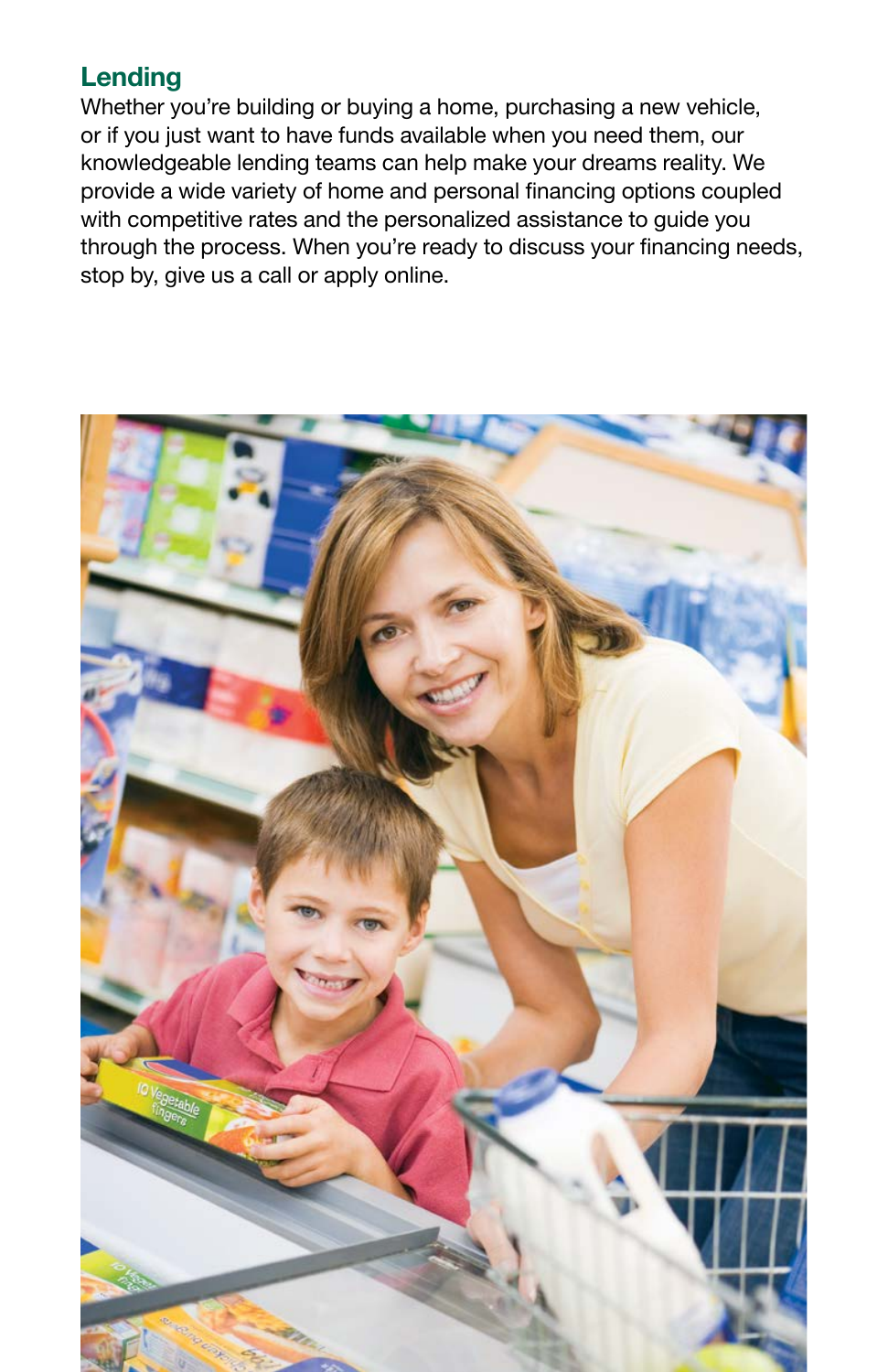## Lending

Whether you're building or buying a home, purchasing a new vehicle, or if you just want to have funds available when you need them, our knowledgeable lending teams can help make your dreams reality. We provide a wide variety of home and personal financing options coupled with competitive rates and the personalized assistance to guide you through the process. When you're ready to discuss your financing needs, stop by, give us a call or apply online.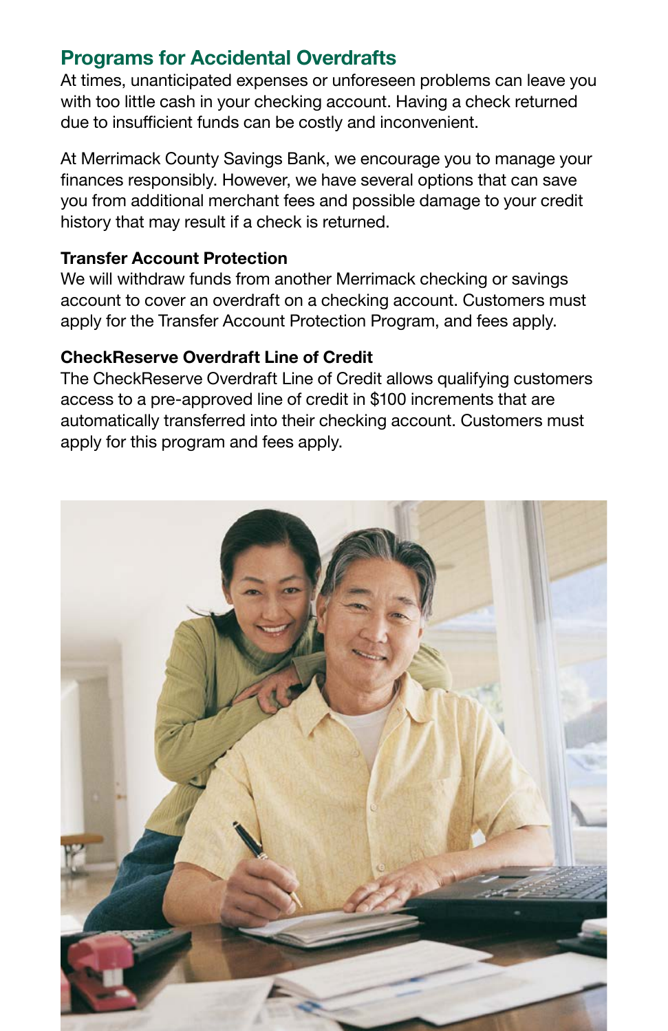## Programs for Accidental Overdrafts

At times, unanticipated expenses or unforeseen problems can leave you with too little cash in your checking account. Having a check returned due to insufficient funds can be costly and inconvenient.

At Merrimack County Savings Bank, we encourage you to manage your finances responsibly. However, we have several options that can save you from additional merchant fees and possible damage to your credit history that may result if a check is returned.

**Transfer Account Protection**

We will withdraw funds from another Merrimack checking or savings account to cover an overdraft on a checking account. Customers must apply for the Transfer Account Protection Program, and fees apply.

**CheckReserve Overdraft Line of Credit**

The CheckReserve Overdraft Line of Credit allows qualifying customers access to a pre-approved line of credit in $100 increments that are automatically transferred into their checking account. Customers must apply for this program and fees apply.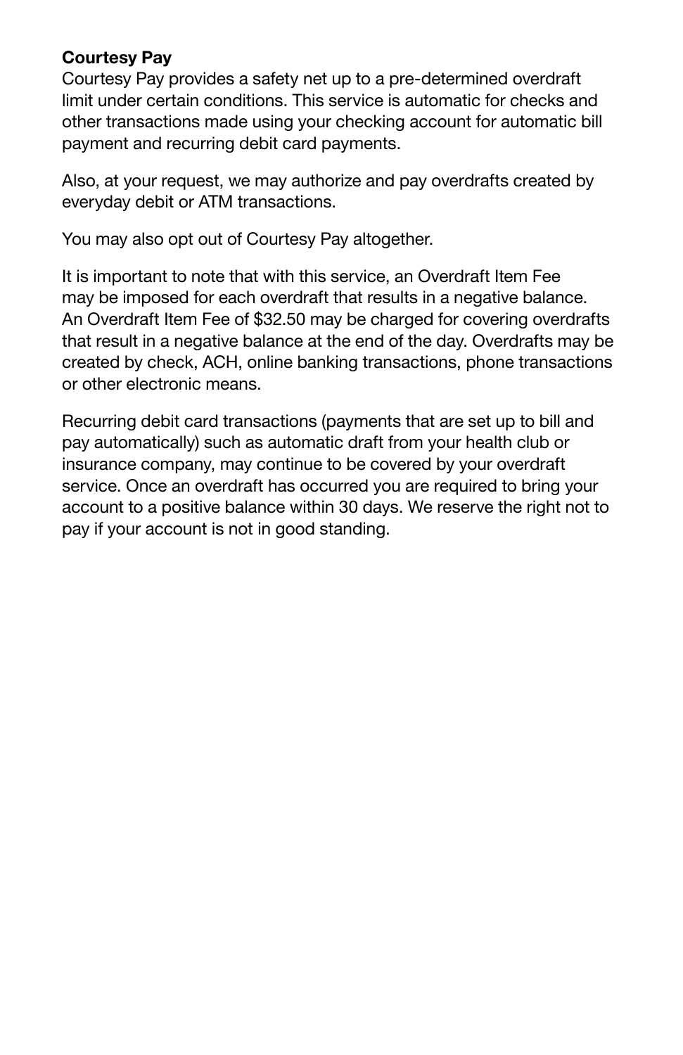**Courtesy Pay**

Courtesy Pay provides a safety net up to a pre-determined overdraft limit under certain conditions. This service is automatic for checks and other transactions made using your checking account for automatic bill payment and recurring debit card payments.

Also, at your request, we may authorize and pay overdrafts created by everyday debit or ATM transactions.

You may also opt out of Courtesy Pay altogether.

It is important to note that with this service, an Overdraft Item Fee may be imposed for each overdraft that results in a negative balance. An Overdraft Item Fee of $32.50 may be charged for covering overdrafts that result in a negative balance at the end of the day. Overdrafts may be created by check, ACH, online banking transactions, phone transactions or other electronic means.

Recurring debit card transactions (payments that are set up to bill and pay automatically) such as automatic draft from your health club or insurance company, may continue to be covered by your overdraft service. Once an overdraft has occurred you are required to bring your account to a positive balance within 30 days. We reserve the right not to pay if your account is not in good standing.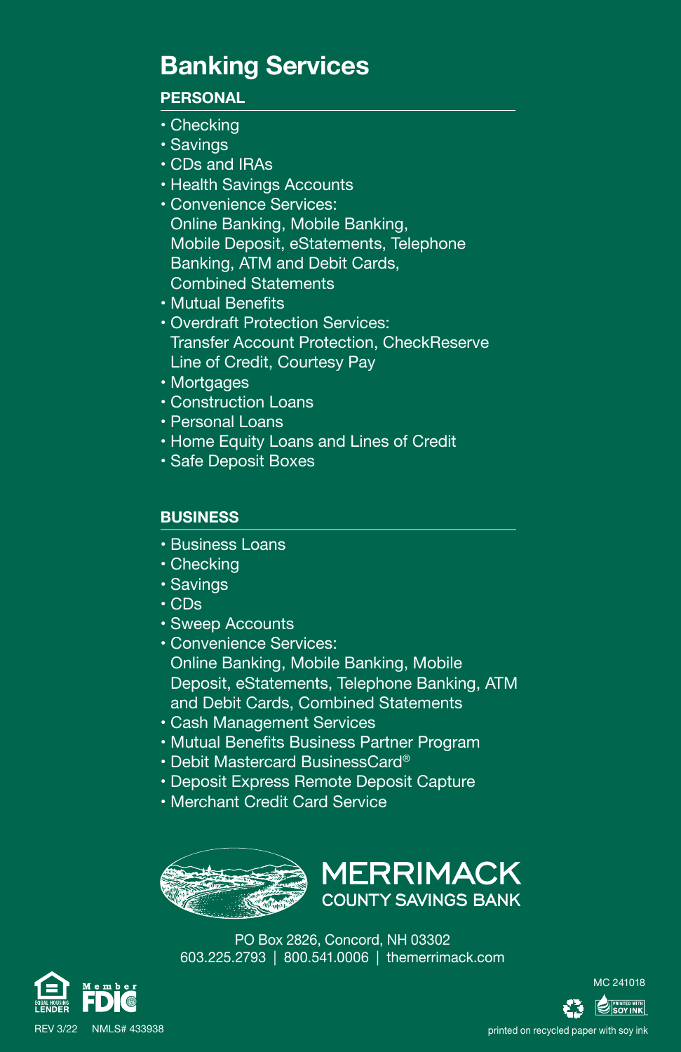# Banking Services

## PERSONAL

- Checking
- Savings
- CDs and IRAs
- Health Savings Accounts
- Convenience Services:
  Online Banking, Mobile Banking, Mobile Deposit, eStatements, Telephone Banking, ATM and Debit Cards, Combined Statements
- Mutual Benefits
- Overdraft Protection Services:
  Transfer Account Protection, CheckReserve Line of Credit, Courtesy Pay
- Mortgages
- Construction Loans
- Personal Loans
- Home Equity Loans and Lines of Credit
- Safe Deposit Boxes

## BUSINESS

- Business Loans
- Checking
- Savings
- CDs
- Sweep Accounts
- Convenience Services:
  Online Banking, Mobile Banking, Mobile Deposit, eStatements, Telephone Banking, ATM and Debit Cards, Combined Statements
- Cash Management Services
- Mutual Benefits Business Partner Program
- Debit Mastercard BusinessCard®
- Deposit Express Remote Deposit Capture
- Merchant Credit Card Service

MERRIMACK
COUNTY SAVINGS BANK

PO Box 2826, Concord, NH 03302
603.225.2793 | 800.541.0006 | themerrimack.com

EQUAL HOUSING LENDER
Member FDIC

REV 3/22 NMLS# 433938

MC 241018

PRINTED WITH SOY INK

printed on recycled paper with soy ink